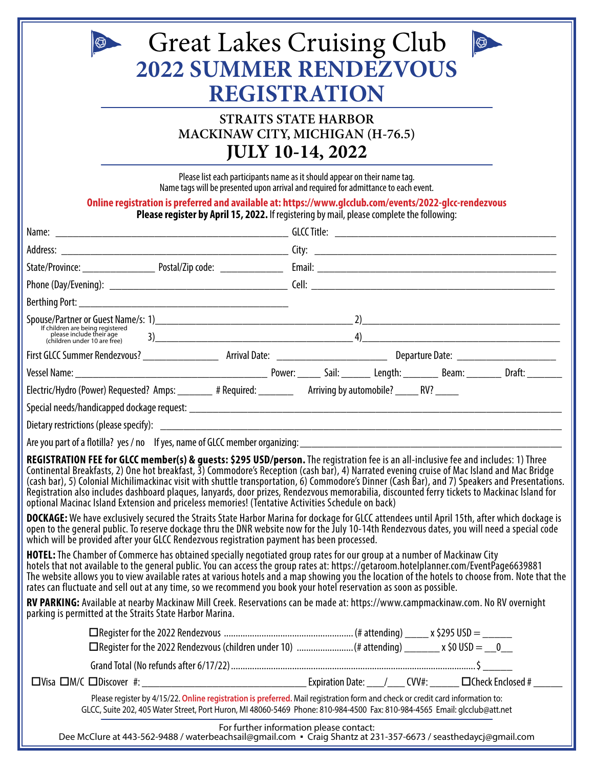# Great Lakes Cruising Club

## 2022 SUMMER RENDEZVOUS REGISTRATION

### STRAITS STATE HARBOR
### MACKINAW CITY, MICHIGAN (H-76.5)
### JULY 10-14, 2022

Please list each participants name as it should appear on their name tag.
Name tags will be presented upon arrival and required for admittance to each event.

**Online registration is preferred and available at: https://www.glcclub.com/events/2022-glcc-rendezvous**
**Please register by April 15, 2022.** If registering by mail, please complete the following:

Name: ______________________ GLCC Title: ______________________

Address: ______________________ City: ______________________

State/Province: __________ Postal/Zip code: __________ Email: ______________________

Phone (Day/Evening): ______________________ Cell: ______________________

Berthing Port: ______________________

Spouse/Partner or Guest Name/s: 1)__________________ 2)__________________
If children are being registered please include their age (children under 10 are free) 3)__________________ 4)__________________

First GLCC Summer Rendezvous? __________ Arrival Date: __________ Departure Date: __________

Vessel Name: ______________________ Power: _____ Sail: _____ Length: _____ Beam: _____ Draft: _____

Electric/Hydro (Power) Requested? Amps: _____ # Required: _____ Arriving by automobile? _____ RV? _____

Special needs/handicapped dockage request: ______________________

Dietary restrictions (please specify): ______________________

Are you part of a flotilla? yes / no If yes, name of GLCC member organizing: ______________________

**REGISTRATION FEE for GLCC member(s) & guests: $295 USD/person.** The registration fee is an all-inclusive fee and includes: 1) Three Continental Breakfasts, 2) One hot breakfast, 3) Commodore's Reception (cash bar), 4) Narrated evening cruise of Mac Island and Mac Bridge (cash bar), 5) Colonial Michilimackinac visit with shuttle transportation, 6) Commodore's Dinner (Cash Bar), and 7) Speakers and Presentations. Registration also includes dashboard plaques, lanyards, door prizes, Rendezvous memorabilia, discounted ferry tickets to Mackinac Island for optional Macinac Island Extension and priceless memories! (Tentative Activities Schedule on back)

**DOCKAGE:** We have exclusively secured the Straits State Harbor Marina for dockage for GLCC attendees until April 15th, after which dockage is open to the general public. To reserve dockage thru the DNR website now for the July 10-14th Rendezvous dates, you will need a special code which will be provided after your GLCC Rendezvous registration payment has been processed.

**HOTEL:** The Chamber of Commerce has obtained specially negotiated group rates for our group at a number of Mackinaw City hotels that not available to the general public. You can access the group rates at: https://getaroom.hotelplanner.com/EventPage6639881 The website allows you to view available rates at various hotels and a map showing you the location of the hotels to choose from. Note that the rates can fluctuate and sell out at any time, so we recommend you book your hotel reservation as soon as possible.

**RV PARKING:** Available at nearby Mackinaw Mill Creek. Reservations can be made at: https://www.campmackinaw.com. No RV overnight parking is permitted at the Straits State Harbor Marina.

☐Register for the 2022 Rendezvous ........................ (# attending) _____ x $295 USD = ______

☐Register for the 2022 Rendezvous (children under 10) ........ (# attending) _____ x $0 USD = __0__

Grand Total (No refunds after 6/17/22) ........................ $ ______

☐Visa ☐M/C ☐Discover #: ______________ Expiration Date: ___/___ CVV#: _____ ☐Check Enclosed # _____

Please register by 4/15/22. **Online registration is preferred.** Mail registration form and check or credit card information to:
GLCC, Suite 202, 405 Water Street, Port Huron, MI 48060-5469 Phone: 810-984-4500 Fax: 810-984-4565 Email: glcclub@att.net

For further information please contact:
Dee McClure at 443-562-9488 / waterbeachsail@gmail.com • Craig Shantz at 231-357-6673 / seasthedaycj@gmail.com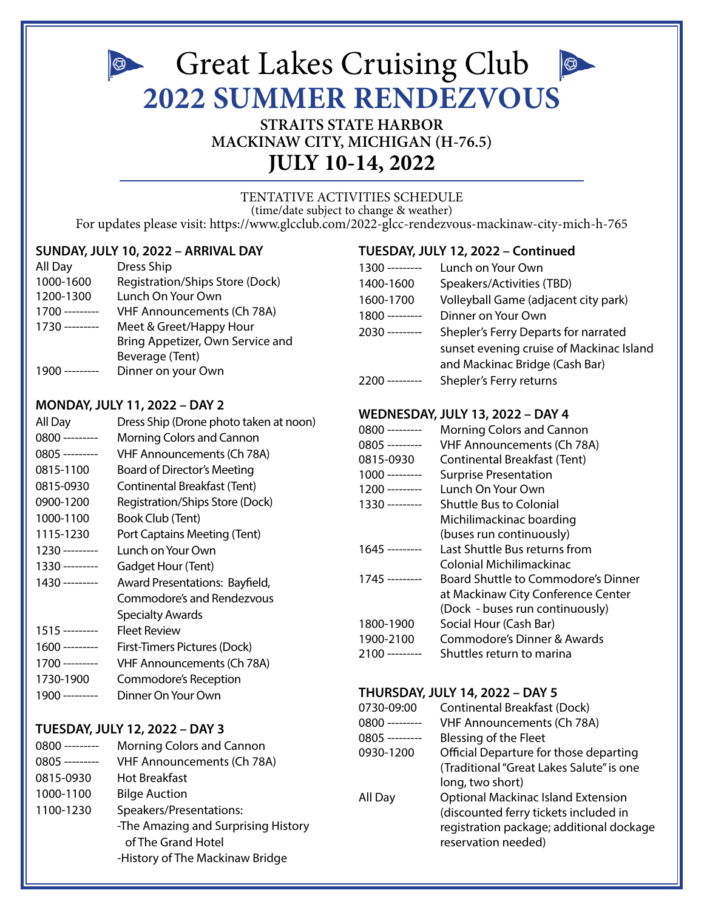# Great Lakes Cruising Club

# 2022 SUMMER RENDEZVOUS

**STRAITS STATE HARBOR**
**MACKINAW CITY, MICHIGAN (H-76.5)**

## JULY 10-14, 2022

TENTATIVE ACTIVITIES SCHEDULE
(time/date subject to change & weather)
For updates please visit: https://www.glcclub.com/2022-glcc-rendezvous-mackinaw-city-mich-h-765

### SUNDAY, JULY 10, 2022 – ARRIVAL DAY

| | |
|---|---|
| All Day | Dress Ship |
| 1000-1600 | Registration/Ships Store (Dock) |
| 1200-1300 | Lunch On Your Own |
| 1700 --------- | VHF Announcements (Ch 78A) |
| 1730 --------- | Meet & Greet/Happy Hour Bring Appetizer, Own Service and Beverage (Tent) |
| 1900 --------- | Dinner on your Own |

### MONDAY, JULY 11, 2022 – DAY 2

| | |
|---|---|
| All Day | Dress Ship (Drone photo taken at noon) |
| 0800 --------- | Morning Colors and Cannon |
| 0805 --------- | VHF Announcements (Ch 78A) |
| 0815-1100 | Board of Director's Meeting |
| 0815-0930 | Continental Breakfast (Tent) |
| 0900-1200 | Registration/Ships Store (Dock) |
| 1000-1100 | Book Club (Tent) |
| 1115-1230 | Port Captains Meeting (Tent) |
| 1230 --------- | Lunch on Your Own |
| 1330 --------- | Gadget Hour (Tent) |
| 1430 --------- | Award Presentations: Bayfield, Commodore's and Rendezvous Specialty Awards |
| 1515 --------- | Fleet Review |
| 1600 --------- | First-Timers Pictures (Dock) |
| 1700 --------- | VHF Announcements (Ch 78A) |
| 1730-1900 | Commodore's Reception |
| 1900 --------- | Dinner On Your Own |

### TUESDAY, JULY 12, 2022 – DAY 3

| | |
|---|---|
| 0800 --------- | Morning Colors and Cannon |
| 0805 --------- | VHF Announcements (Ch 78A) |
| 0815-0930 | Hot Breakfast |
| 1000-1100 | Bilge Auction |
| 1100-1230 | Speakers/Presentations: -The Amazing and Surprising History of The Grand Hotel -History of The Mackinaw Bridge |

### TUESDAY, JULY 12, 2022 – Continued

| | |
|---|---|
| 1300 --------- | Lunch on Your Own |
| 1400-1600 | Speakers/Activities (TBD) |
| 1600-1700 | Volleyball Game (adjacent city park) |
| 1800 --------- | Dinner on Your Own |
| 2030 --------- | Shepler's Ferry Departs for narrated sunset evening cruise of Mackinac Island and Mackinac Bridge (Cash Bar) |
| 2200 --------- | Shepler's Ferry returns |

### WEDNESDAY, JULY 13, 2022 – DAY 4

| | |
|---|---|
| 0800 --------- | Morning Colors and Cannon |
| 0805 --------- | VHF Announcements (Ch 78A) |
| 0815-0930 | Continental Breakfast (Tent) |
| 1000 --------- | Surprise Presentation |
| 1200 --------- | Lunch On Your Own |
| 1330 --------- | Shuttle Bus to Colonial Michilimackinac boarding (buses run continuously) |
| 1645 --------- | Last Shuttle Bus returns from Colonial Michilimackinac |
| 1745 --------- | Board Shuttle to Commodore's Dinner at Mackinaw City Conference Center (Dock - buses run continuously) |
| 1800-1900 | Social Hour (Cash Bar) |
| 1900-2100 | Commodore's Dinner & Awards |
| 2100 --------- | Shuttles return to marina |

### THURSDAY, JULY 14, 2022 – DAY 5

| | |
|---|---|
| 0730-09:00 | Continental Breakfast (Dock) |
| 0800 --------- | VHF Announcements (Ch 78A) |
| 0805 --------- | Blessing of the Fleet |
| 0930-1200 | Official Departure for those departing (Traditional "Great Lakes Salute" is one long, two short) |
| All Day | Optional Mackinac Island Extension (discounted ferry tickets included in registration package; additional dockage reservation needed) |